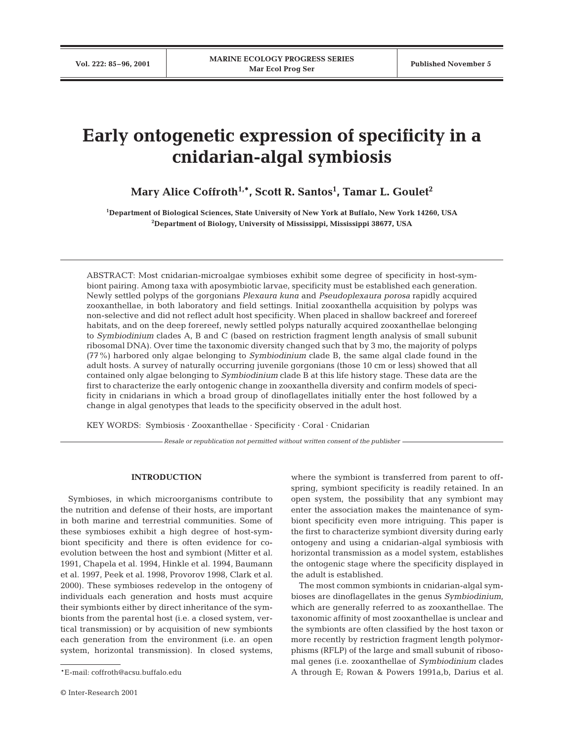# Early ontogenetic expression of specificity in a cnidarian-algal symbiosis

**Mary Alice Coffroth[1,*], Scott R. Santos[1], Tamar L. Goulet[2]**

[1]Department of Biological Sciences, State University of New York at Buffalo, New York 14260, USA
[2]Department of Biology, University of Mississippi, Mississippi 38677, USA

ABSTRACT: Most cnidarian-microalgae symbioses exhibit some degree of specificity in host-symbiont pairing. Among taxa with aposymbiotic larvae, specificity must be established each generation. Newly settled polyps of the gorgonians *Plexaura kuna* and *Pseudoplexaura porosa* rapidly acquired zooxanthellae, in both laboratory and field settings. Initial zooxanthella acquisition by polyps was non-selective and did not reflect adult host specificity. When placed in shallow backreef and forereef habitats, and on the deep forereef, newly settled polyps naturally acquired zooxanthellae belonging to *Symbiodinium* clades A, B and C (based on restriction fragment length analysis of small subunit ribosomal DNA). Over time the taxonomic diversity changed such that by 3 mo, the majority of polyps (77%) harbored only algae belonging to *Symbiodinium* clade B, the same algal clade found in the adult hosts. A survey of naturally occurring juvenile gorgonians (those 10 cm or less) showed that all contained only algae belonging to *Symbiodinium* clade B at this life history stage. These data are the first to characterize the early ontogenic change in zooxanthella diversity and confirm models of specificity in cnidarians in which a broad group of dinoflagellates initially enter the host followed by a change in algal genotypes that leads to the specificity observed in the adult host.

KEY WORDS: Symbiosis · Zooxanthellae · Specificity · Coral · Cnidarian

*Resale or republication not permitted without written consent of the publisher*

## INTRODUCTION

Symbioses, in which microorganisms contribute to the nutrition and defense of their hosts, are important in both marine and terrestrial communities. Some of these symbioses exhibit a high degree of host-symbiont specificity and there is often evidence for co-evolution between the host and symbiont (Mitter et al. 1991, Chapela et al. 1994, Hinkle et al. 1994, Baumann et al. 1997, Peek et al. 1998, Provorov 1998, Clark et al. 2000). These symbioses redevelop in the ontogeny of individuals each generation and hosts must acquire their symbionts either by direct inheritance of the symbionts from the parental host (i.e. a closed system, vertical transmission) or by acquisition of new symbionts each generation from the environment (i.e. an open system, horizontal transmission). In closed systems, where the symbiont is transferred from parent to offspring, symbiont specificity is readily retained. In an open system, the possibility that any symbiont may enter the association makes the maintenance of symbiont specificity even more intriguing. This paper is the first to characterize symbiont diversity during early ontogeny and using a cnidarian-algal symbiosis with horizontal transmission as a model system, establishes the ontogenic stage where the specificity displayed in the adult is established.

The most common symbionts in cnidarian-algal symbioses are dinoflagellates in the genus *Symbiodinium*, which are generally referred to as zooxanthellae. The taxonomic affinity of most zooxanthellae is unclear and the symbionts are often classified by the host taxon or more recently by restriction fragment length polymorphisms (RFLP) of the large and small subunit of ribosomal genes (i.e. zooxanthellae of *Symbiodinium* clades A through E; Rowan & Powers 1991a,b, Darius et al.

*E-mail: coffroth@acsu.buffalo.edu

© Inter-Research 2001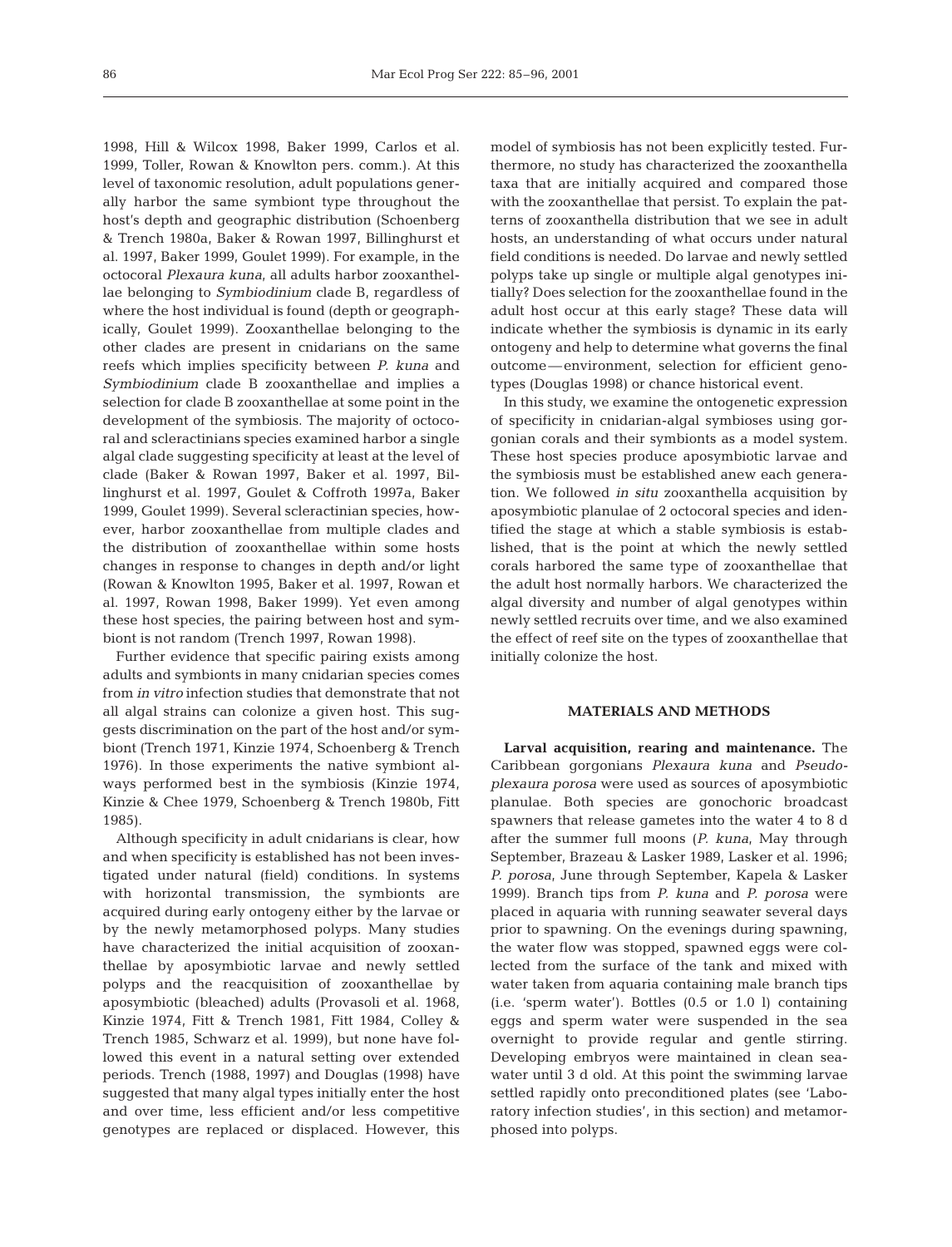1998, Hill & Wilcox 1998, Baker 1999, Carlos et al. 1999, Toller, Rowan & Knowlton pers. comm.). At this level of taxonomic resolution, adult populations generally harbor the same symbiont type throughout the host's depth and geographic distribution (Schoenberg & Trench 1980a, Baker & Rowan 1997, Billinghurst et al. 1997, Baker 1999, Goulet 1999). For example, in the octocoral *Plexaura kuna*, all adults harbor zooxanthellae belonging to *Symbiodinium* clade B, regardless of where the host individual is found (depth or geographically, Goulet 1999). Zooxanthellae belonging to the other clades are present in cnidarians on the same reefs which implies specificity between *P. kuna* and *Symbiodinium* clade B zooxanthellae and implies a selection for clade B zooxanthellae at some point in the development of the symbiosis. The majority of octocoral and scleractinians species examined harbor a single algal clade suggesting specificity at least at the level of clade (Baker & Rowan 1997, Baker et al. 1997, Billinghurst et al. 1997, Goulet & Coffroth 1997a, Baker 1999, Goulet 1999). Several scleractinian species, however, harbor zooxanthellae from multiple clades and the distribution of zooxanthellae within some hosts changes in response to changes in depth and/or light (Rowan & Knowlton 1995, Baker et al. 1997, Rowan et al. 1997, Rowan 1998, Baker 1999). Yet even among these host species, the pairing between host and symbiont is not random (Trench 1997, Rowan 1998).

Further evidence that specific pairing exists among adults and symbionts in many cnidarian species comes from *in vitro* infection studies that demonstrate that not all algal strains can colonize a given host. This suggests discrimination on the part of the host and/or symbiont (Trench 1971, Kinzie 1974, Schoenberg & Trench 1976). In those experiments the native symbiont always performed best in the symbiosis (Kinzie 1974, Kinzie & Chee 1979, Schoenberg & Trench 1980b, Fitt 1985).

Although specificity in adult cnidarians is clear, how and when specificity is established has not been investigated under natural (field) conditions. In systems with horizontal transmission, the symbionts are acquired during early ontogeny either by the larvae or by the newly metamorphosed polyps. Many studies have characterized the initial acquisition of zooxanthellae by aposymbiotic larvae and newly settled polyps and the reacquisition of zooxanthellae by aposymbiotic (bleached) adults (Provasoli et al. 1968, Kinzie 1974, Fitt & Trench 1981, Fitt 1984, Colley & Trench 1985, Schwarz et al. 1999), but none have followed this event in a natural setting over extended periods. Trench (1988, 1997) and Douglas (1998) have suggested that many algal types initially enter the host and over time, less efficient and/or less competitive genotypes are replaced or displaced. However, this model of symbiosis has not been explicitly tested. Furthermore, no study has characterized the zooxanthella taxa that are initially acquired and compared those with the zooxanthellae that persist. To explain the patterns of zooxanthella distribution that we see in adult hosts, an understanding of what occurs under natural field conditions is needed. Do larvae and newly settled polyps take up single or multiple algal genotypes initially? Does selection for the zooxanthellae found in the adult host occur at this early stage? These data will indicate whether the symbiosis is dynamic in its early ontogeny and help to determine what governs the final outcome—environment, selection for efficient genotypes (Douglas 1998) or chance historical event.

In this study, we examine the ontogenetic expression of specificity in cnidarian-algal symbioses using gorgonian corals and their symbionts as a model system. These host species produce aposymbiotic larvae and the symbiosis must be established anew each generation. We followed *in situ* zooxanthella acquisition by aposymbiotic planulae of 2 octocoral species and identified the stage at which a stable symbiosis is established, that is the point at which the newly settled corals harbored the same type of zooxanthellae that the adult host normally harbors. We characterized the algal diversity and number of algal genotypes within newly settled recruits over time, and we also examined the effect of reef site on the types of zooxanthellae that initially colonize the host.

## MATERIALS AND METHODS

**Larval acquisition, rearing and maintenance.** The Caribbean gorgonians *Plexaura kuna* and *Pseudoplexaura porosa* were used as sources of aposymbiotic planulae. Both species are gonochoric broadcast spawners that release gametes into the water 4 to 8 d after the summer full moons (*P. kuna*, May through September, Brazeau & Lasker 1989, Lasker et al. 1996; *P. porosa*, June through September, Kapela & Lasker 1999). Branch tips from *P. kuna* and *P. porosa* were placed in aquaria with running seawater several days prior to spawning. On the evenings during spawning, the water flow was stopped, spawned eggs were collected from the surface of the tank and mixed with water taken from aquaria containing male branch tips (i.e. 'sperm water'). Bottles (0.5 or 1.0 l) containing eggs and sperm water were suspended in the sea overnight to provide regular and gentle stirring. Developing embryos were maintained in clean seawater until 3 d old. At this point the swimming larvae settled rapidly onto preconditioned plates (see 'Laboratory infection studies', in this section) and metamorphosed into polyps.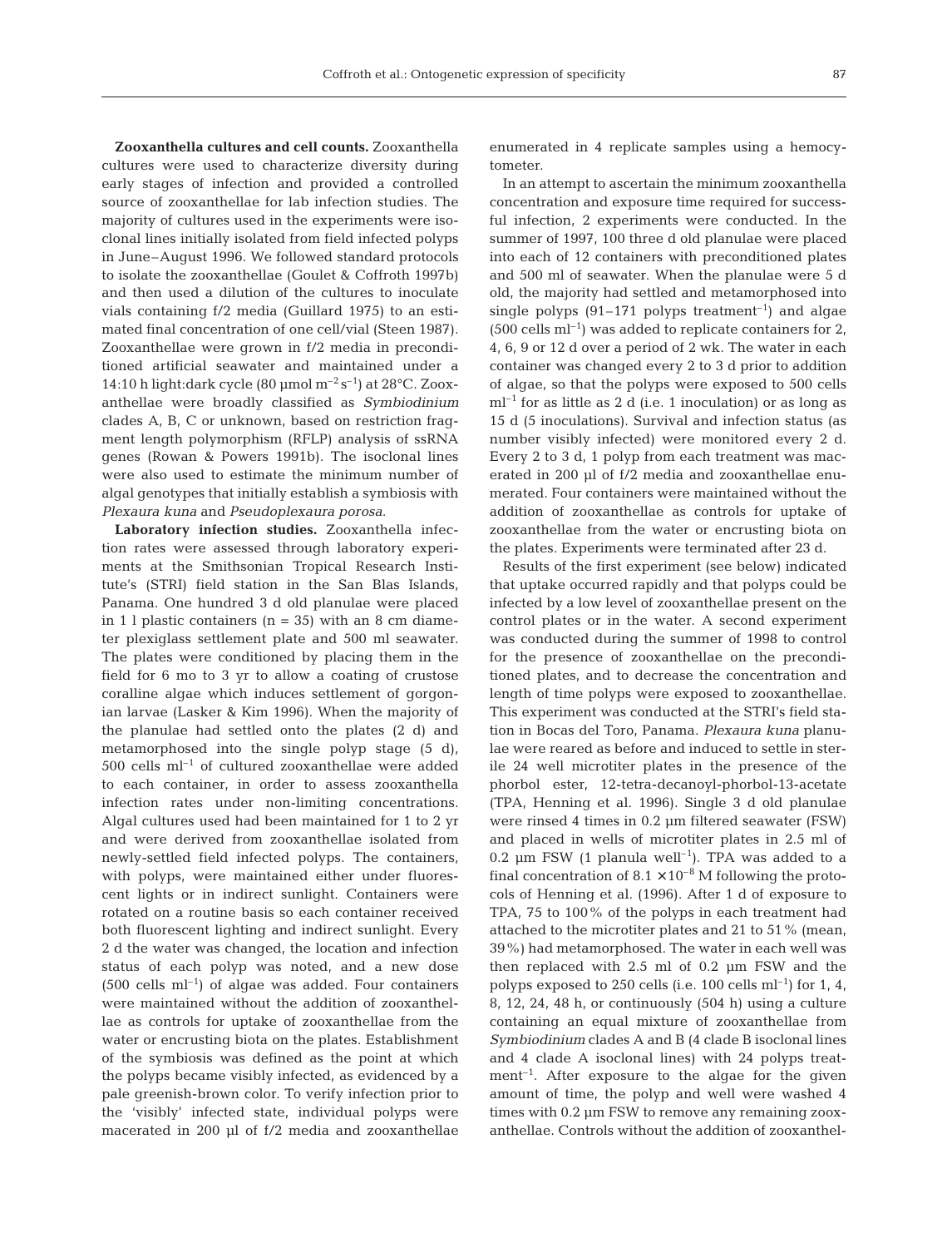**Zooxanthella cultures and cell counts.** Zooxanthella cultures were used to characterize diversity during early stages of infection and provided a controlled source of zooxanthellae for lab infection studies. The majority of cultures used in the experiments were isoclonal lines initially isolated from field infected polyps in June–August 1996. We followed standard protocols to isolate the zooxanthellae (Goulet & Coffroth 1997b) and then used a dilution of the cultures to inoculate vials containing f/2 media (Guillard 1975) to an estimated final concentration of one cell/vial (Steen 1987). Zooxanthellae were grown in f/2 media in preconditioned artificial seawater and maintained under a 14:10 h light:dark cycle (80 µmol $m^{-2} s^{-1}$) at 28°C. Zooxanthellae were broadly classified as *Symbiodinium* clades A, B, C or unknown, based on restriction fragment length polymorphism (RFLP) analysis of ssRNA genes (Rowan & Powers 1991b). The isoclonal lines were also used to estimate the minimum number of algal genotypes that initially establish a symbiosis with *Plexaura kuna* and *Pseudoplexaura porosa*.

**Laboratory infection studies.** Zooxanthella infection rates were assessed through laboratory experiments at the Smithsonian Tropical Research Institute's (STRI) field station in the San Blas Islands, Panama. One hundred 3 d old planulae were placed in 1 l plastic containers (n = 35) with an 8 cm diameter plexiglass settlement plate and 500 ml seawater. The plates were conditioned by placing them in the field for 6 mo to 3 yr to allow a coating of crustose coralline algae which induces settlement of gorgonian larvae (Lasker & Kim 1996). When the majority of the planulae had settled onto the plates (2 d) and metamorphosed into the single polyp stage (5 d), 500 cells $ml^{-1}$ of cultured zooxanthellae were added to each container, in order to assess zooxanthella infection rates under non-limiting concentrations. Algal cultures used had been maintained for 1 to 2 yr and were derived from zooxanthellae isolated from newly-settled field infected polyps. The containers, with polyps, were maintained either under fluorescent lights or in indirect sunlight. Containers were rotated on a routine basis so each container received both fluorescent lighting and indirect sunlight. Every 2 d the water was changed, the location and infection status of each polyp was noted, and a new dose (500 cells $ml^{-1}$) of algae was added. Four containers were maintained without the addition of zooxanthellae as controls for uptake of zooxanthellae from the water or encrusting biota on the plates. Establishment of the symbiosis was defined as the point at which the polyps became visibly infected, as evidenced by a pale greenish-brown color. To verify infection prior to the 'visibly' infected state, individual polyps were macerated in 200 µl of f/2 media and zooxanthellae enumerated in 4 replicate samples using a hemocytometer.

In an attempt to ascertain the minimum zooxanthella concentration and exposure time required for successful infection, 2 experiments were conducted. In the summer of 1997, 100 three d old planulae were placed into each of 12 containers with preconditioned plates and 500 ml of seawater. When the planulae were 5 d old, the majority had settled and metamorphosed into single polyps (91–171 polyps $treatment^{-1}$) and algae (500 cells $ml^{-1}$) was added to replicate containers for 2, 4, 6, 9 or 12 d over a period of 2 wk. The water in each container was changed every 2 to 3 d prior to addition of algae, so that the polyps were exposed to 500 cells $ml^{-1}$ for as little as 2 d (i.e. 1 inoculation) or as long as 15 d (5 inoculations). Survival and infection status (as number visibly infected) were monitored every 2 d. Every 2 to 3 d, 1 polyp from each treatment was macerated in 200 µl of f/2 media and zooxanthellae enumerated. Four containers were maintained without the addition of zooxanthellae as controls for uptake of zooxanthellae from the water or encrusting biota on the plates. Experiments were terminated after 23 d.

Results of the first experiment (see below) indicated that uptake occurred rapidly and that polyps could be infected by a low level of zooxanthellae present on the control plates or in the water. A second experiment was conducted during the summer of 1998 to control for the presence of zooxanthellae on the preconditioned plates, and to decrease the concentration and length of time polyps were exposed to zooxanthellae. This experiment was conducted at the STRI's field station in Bocas del Toro, Panama. *Plexaura kuna* planulae were reared as before and induced to settle in sterile 24 well microtiter plates in the presence of the phorbol ester, 12-tetra-decanoyl-phorbol-13-acetate (TPA, Henning et al. 1996). Single 3 d old planulae were rinsed 4 times in 0.2 µm filtered seawater (FSW) and placed in wells of microtiter plates in 2.5 ml of 0.2 µm FSW (1 planula $well^{-1}$). TPA was added to a final concentration of $8.1 \times 10^{-8}$ M following the protocols of Henning et al. (1996). After 1 d of exposure to TPA, 75 to 100% of the polyps in each treatment had attached to the microtiter plates and 21 to 51% (mean, 39%) had metamorphosed. The water in each well was then replaced with 2.5 ml of 0.2 µm FSW and the polyps exposed to 250 cells (i.e. 100 cells $ml^{-1}$) for 1, 4, 8, 12, 24, 48 h, or continuously (504 h) using a culture containing an equal mixture of zooxanthellae from *Symbiodinium* clades A and B (4 clade B isoclonal lines and 4 clade A isoclonal lines) with 24 polyps $treatment^{-1}$. After exposure to the algae for the given amount of time, the polyp and well were washed 4 times with 0.2 µm FSW to remove any remaining zooxanthellae. Controls without the addition of zooxanthel-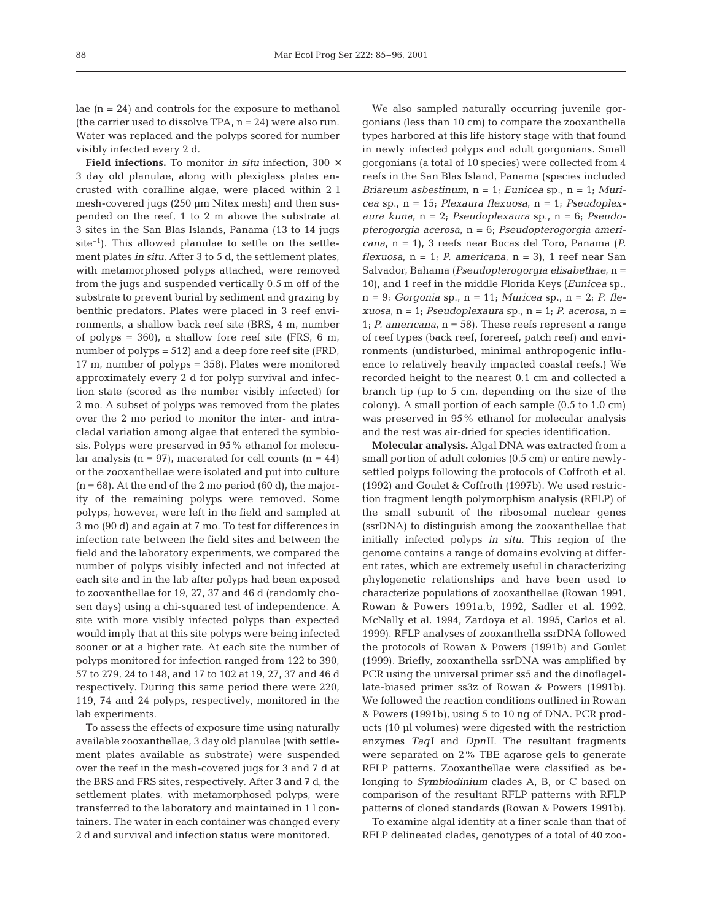lae (n = 24) and controls for the exposure to methanol (the carrier used to dissolve TPA, n = 24) were also run. Water was replaced and the polyps scored for number visibly infected every 2 d.

**Field infections.** To monitor *in situ* infection, 300 × 3 day old planulae, along with plexiglass plates encrusted with coralline algae, were placed within 2 l mesh-covered jugs (250 µm Nitex mesh) and then suspended on the reef, 1 to 2 m above the substrate at 3 sites in the San Blas Islands, Panama (13 to 14 jugs site$^{-1}$). This allowed planulae to settle on the settlement plates *in situ*. After 3 to 5 d, the settlement plates, with metamorphosed polyps attached, were removed from the jugs and suspended vertically 0.5 m off of the substrate to prevent burial by sediment and grazing by benthic predators. Plates were placed in 3 reef environments, a shallow back reef site (BRS, 4 m, number of polyps = 360), a shallow fore reef site (FRS, 6 m, number of polyps = 512) and a deep fore reef site (FRD, 17 m, number of polyps = 358). Plates were monitored approximately every 2 d for polyp survival and infection state (scored as the number visibly infected) for 2 mo. A subset of polyps was removed from the plates over the 2 mo period to monitor the inter- and intracladal variation among algae that entered the symbiosis. Polyps were preserved in 95% ethanol for molecular analysis (n = 97), macerated for cell counts (n = 44) or the zooxanthellae were isolated and put into culture (n = 68). At the end of the 2 mo period (60 d), the majority of the remaining polyps were removed. Some polyps, however, were left in the field and sampled at 3 mo (90 d) and again at 7 mo. To test for differences in infection rate between the field sites and between the field and the laboratory experiments, we compared the number of polyps visibly infected and not infected at each site and in the lab after polyps had been exposed to zooxanthellae for 19, 27, 37 and 46 d (randomly chosen days) using a chi-squared test of independence. A site with more visibly infected polyps than expected would imply that at this site polyps were being infected sooner or at a higher rate. At each site the number of polyps monitored for infection ranged from 122 to 390, 57 to 279, 24 to 148, and 17 to 102 at 19, 27, 37 and 46 d respectively. During this same period there were 220, 119, 74 and 24 polyps, respectively, monitored in the lab experiments.

To assess the effects of exposure time using naturally available zooxanthellae, 3 day old planulae (with settlement plates available as substrate) were suspended over the reef in the mesh-covered jugs for 3 and 7 d at the BRS and FRS sites, respectively. After 3 and 7 d, the settlement plates, with metamorphosed polyps, were transferred to the laboratory and maintained in 1 l containers. The water in each container was changed every 2 d and survival and infection status were monitored.

We also sampled naturally occurring juvenile gorgonians (less than 10 cm) to compare the zooxanthella types harbored at this life history stage with that found in newly infected polyps and adult gorgonians. Small gorgonians (a total of 10 species) were collected from 4 reefs in the San Blas Island, Panama (species included *Briareum asbestinum*, n = 1; *Eunicea* sp., n = 1; *Muricea* sp., n = 15; *Plexaura flexuosa*, n = 1; *Pseudoplexaura kuna*, n = 2; *Pseudoplexaura* sp., n = 6; *Pseudopterogorgia acerosa*, n = 6; *Pseudopterogorgia americana*, n = 1), 3 reefs near Bocas del Toro, Panama (*P. flexuosa*, n = 1; *P. americana*, n = 3), 1 reef near San Salvador, Bahama (*Pseudopterogorgia elisabethae*, n = 10), and 1 reef in the middle Florida Keys (*Eunicea* sp., n = 9; *Gorgonia* sp., n = 11; *Muricea* sp., n = 2; *P. flexuosa*, n = 1; *Pseudoplexaura* sp., n = 1; *P. acerosa*, n = 1; *P. americana*, n = 58). These reefs represent a range of reef types (back reef, forereef, patch reef) and environments (undisturbed, minimal anthropogenic influence to relatively heavily impacted coastal reefs.) We recorded height to the nearest 0.1 cm and collected a branch tip (up to 5 cm, depending on the size of the colony). A small portion of each sample (0.5 to 1.0 cm) was preserved in 95% ethanol for molecular analysis and the rest was air-dried for species identification.

**Molecular analysis.** Algal DNA was extracted from a small portion of adult colonies (0.5 cm) or entire newly-settled polyps following the protocols of Coffroth et al. (1992) and Goulet & Coffroth (1997b). We used restriction fragment length polymorphism analysis (RFLP) of the small subunit of the ribosomal nuclear genes (ssrDNA) to distinguish among the zooxanthellae that initially infected polyps *in situ*. This region of the genome contains a range of domains evolving at different rates, which are extremely useful in characterizing phylogenetic relationships and have been used to characterize populations of zooxanthellae (Rowan 1991, Rowan & Powers 1991a,b, 1992, Sadler et al. 1992, McNally et al. 1994, Zardoya et al. 1995, Carlos et al. 1999). RFLP analyses of zooxanthella ssrDNA followed the protocols of Rowan & Powers (1991b) and Goulet (1999). Briefly, zooxanthella ssrDNA was amplified by PCR using the universal primer ss5 and the dinoflagellate-biased primer ss3z of Rowan & Powers (1991b). We followed the reaction conditions outlined in Rowan & Powers (1991b), using 5 to 10 ng of DNA. PCR products (10 µl volumes) were digested with the restriction enzymes *Taq*I and *Dpn*II. The resultant fragments were separated on 2% TBE agarose gels to generate RFLP patterns. Zooxanthellae were classified as belonging to *Symbiodinium* clades A, B, or C based on comparison of the resultant RFLP patterns with RFLP patterns of cloned standards (Rowan & Powers 1991b).

To examine algal identity at a finer scale than that of RFLP delineated clades, genotypes of a total of 40 zoo-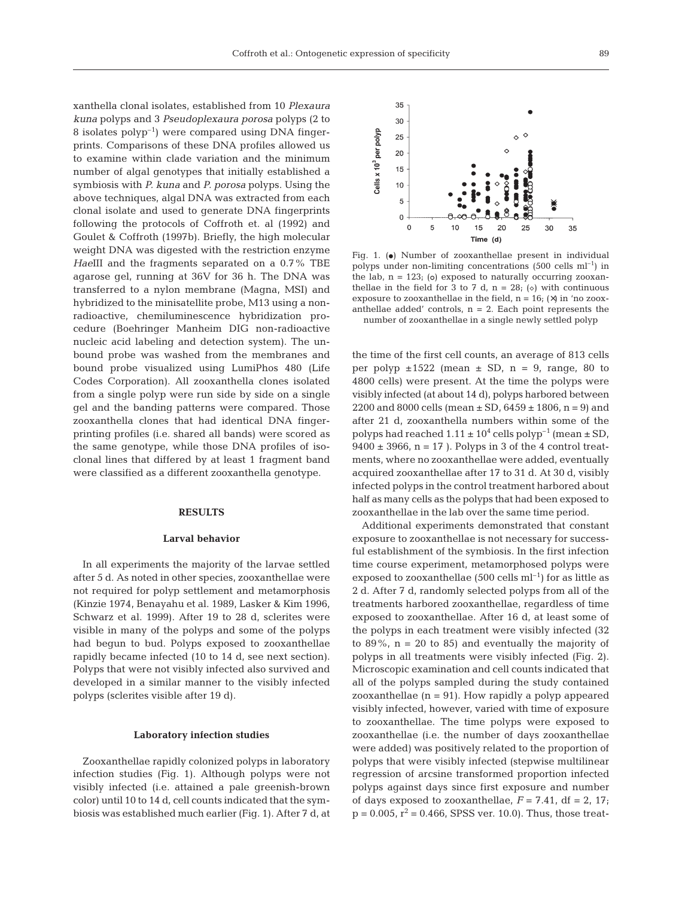xanthella clonal isolates, established from 10 *Plexaura kuna* polyps and 3 *Pseudoplexaura porosa* polyps (2 to 8 isolates polyp$^{-1}$) were compared using DNA fingerprints. Comparisons of these DNA profiles allowed us to examine within clade variation and the minimum number of algal genotypes that initially established a symbiosis with *P. kuna* and *P. porosa* polyps. Using the above techniques, algal DNA was extracted from each clonal isolate and used to generate DNA fingerprints following the protocols of Coffroth et. al (1992) and Goulet & Coffroth (1997b). Briefly, the high molecular weight DNA was digested with the restriction enzyme *Hae*III and the fragments separated on a 0.7% TBE agarose gel, running at 36V for 36 h. The DNA was transferred to a nylon membrane (Magna, MSI) and hybridized to the minisatellite probe, M13 using a non-radioactive, chemiluminescence hybridization procedure (Boehringer Manheim DIG non-radioactive nucleic acid labeling and detection system). The unbound probe was washed from the membranes and bound probe visualized using LumiPhos 480 (Life Codes Corporation). All zooxanthella clones isolated from a single polyp were run side by side on a single gel and the banding patterns were compared. Those zooxanthella clones that had identical DNA fingerprinting profiles (i.e. shared all bands) were scored as the same genotype, while those DNA profiles of isoclonal lines that differed by at least 1 fragment band were classified as a different zooxanthella genotype.

## RESULTS

### Larval behavior

In all experiments the majority of the larvae settled after 5 d. As noted in other species, zooxanthellae were not required for polyp settlement and metamorphosis (Kinzie 1974, Benayahu et al. 1989, Lasker & Kim 1996, Schwarz et al. 1999). After 19 to 28 d, sclerites were visible in many of the polyps and some of the polyps had begun to bud. Polyps exposed to zooxanthellae rapidly became infected (10 to 14 d, see next section). Polyps that were not visibly infected also survived and developed in a similar manner to the visibly infected polyps (sclerites visible after 19 d).

### Laboratory infection studies

Zooxanthellae rapidly colonized polyps in laboratory infection studies (Fig. 1). Although polyps were not visibly infected (i.e. attained a pale greenish-brown color) until 10 to 14 d, cell counts indicated that the symbiosis was established much earlier (Fig. 1). After 7 d, at the time of the first cell counts, an average of 813 cells per polyp ±1522 (mean ± SD, n = 9, range, 80 to 4800 cells) were present. At the time the polyps were visibly infected (at about 14 d), polyps harbored between 2200 and 8000 cells (mean ± SD, 6459 ± 1806, n = 9) and after 21 d, zooxanthella numbers within some of the polyps had reached $1.11 \pm 10^4$ cells polyp$^{-1}$ (mean ± SD, 9400 ± 3966, n = 17 ). Polyps in 3 of the 4 control treatments, where no zooxanthellae were added, eventually acquired zooxanthellae after 17 to 31 d. At 30 d, visibly infected polyps in the control treatment harbored about half as many cells as the polyps that had been exposed to zooxanthellae in the lab over the same time period.

Fig. 1. (●) Number of zooxanthellae present in individual polyps under non-limiting concentrations (500 cells ml$^{-1}$) in the lab, n = 123; (o) exposed to naturally occurring zooxanthellae in the field for 3 to 7 d, n = 28; (◇) with continuous exposure to zooxanthellae in the field, n = 16; (✕) in 'no zooxanthellae added' controls, n = 2. Each point represents the number of zooxanthellae in a single newly settled polyp

Additional experiments demonstrated that constant exposure to zooxanthellae is not necessary for successful establishment of the symbiosis. In the first infection time course experiment, metamorphosed polyps were exposed to zooxanthellae (500 cells ml$^{-1}$) for as little as 2 d. After 7 d, randomly selected polyps from all of the treatments harbored zooxanthellae, regardless of time exposed to zooxanthellae. After 16 d, at least some of the polyps in each treatment were visibly infected (32 to 89%, n = 20 to 85) and eventually the majority of polyps in all treatments were visibly infected (Fig. 2). Microscopic examination and cell counts indicated that all of the polyps sampled during the study contained zooxanthellae (n = 91). How rapidly a polyp appeared visibly infected, however, varied with time of exposure to zooxanthellae. The time polyps were exposed to zooxanthellae (i.e. the number of days zooxanthellae were added) was positively related to the proportion of polyps that were visibly infected (stepwise multilinear regression of arcsine transformed proportion infected polyps against days since first exposure and number of days exposed to zooxanthellae, $F = 7.41$, df = 2, 17; $p = 0.005$, $r^2 = 0.466$, SPSS ver. 10.0). Thus, those treat-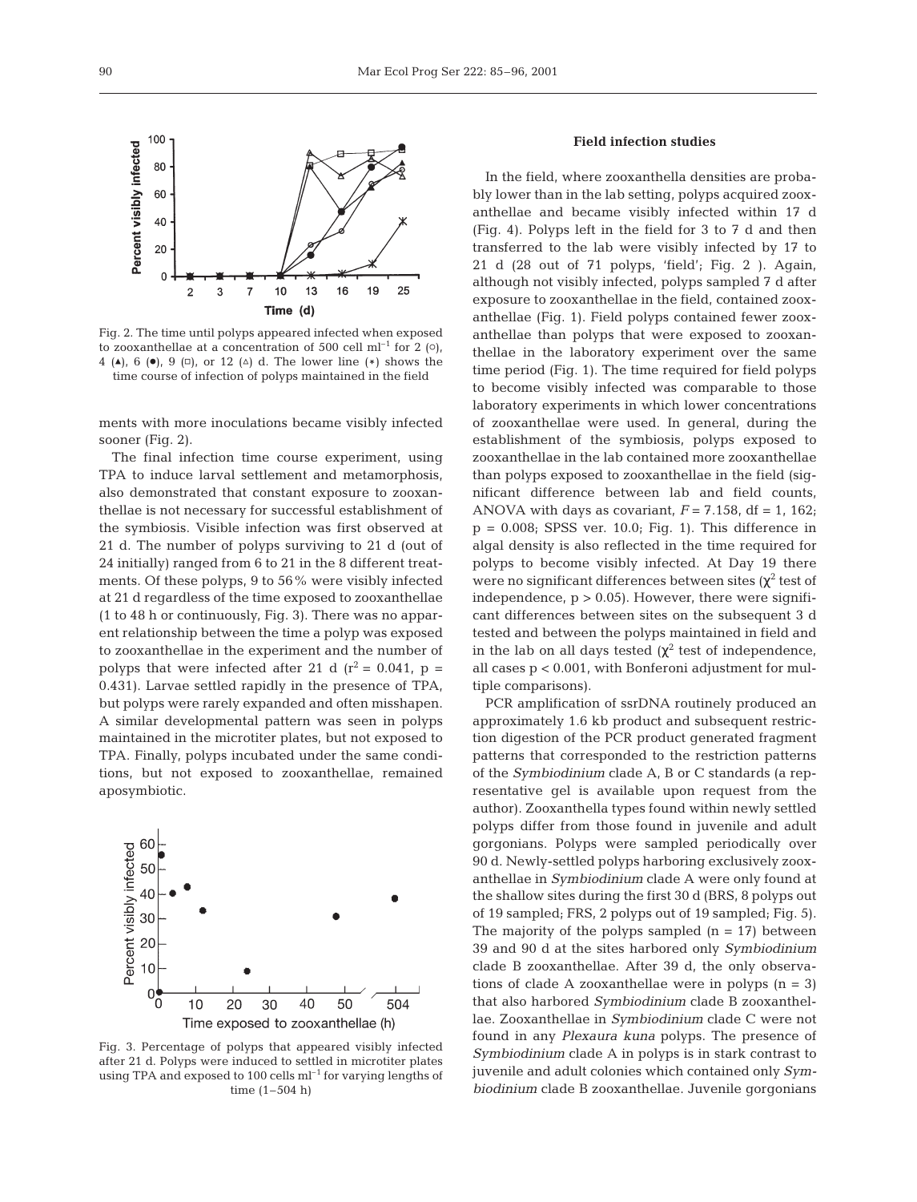Fig. 2. The time until polyps appeared infected when exposed to zooxanthellae at a concentration of 500 cell $ml^{-1}$ for 2 (○), 4 (▲), 6 (●), 9 (□), or 12 (△) d. The lower line (*) shows the time course of infection of polyps maintained in the field

ments with more inoculations became visibly infected sooner (Fig. 2).

The final infection time course experiment, using TPA to induce larval settlement and metamorphosis, also demonstrated that constant exposure to zooxanthellae is not necessary for successful establishment of the symbiosis. Visible infection was first observed at 21 d. The number of polyps surviving to 21 d (out of 24 initially) ranged from 6 to 21 in the 8 different treatments. Of these polyps, 9 to 56% were visibly infected at 21 d regardless of the time exposed to zooxanthellae (1 to 48 h or continuously, Fig. 3). There was no apparent relationship between the time a polyp was exposed to zooxanthellae in the experiment and the number of polyps that were infected after 21 d ($r^2 = 0.041$, $p = 0.431$). Larvae settled rapidly in the presence of TPA, but polyps were rarely expanded and often misshapen. A similar developmental pattern was seen in polyps maintained in the microtiter plates, but not exposed to TPA. Finally, polyps incubated under the same conditions, but not exposed to zooxanthellae, remained aposymbiotic.

Fig. 3. Percentage of polyps that appeared visibly infected after 21 d. Polyps were induced to settled in microtiter plates using TPA and exposed to 100 cells $ml^{-1}$ for varying lengths of time (1–504 h)

### Field infection studies

In the field, where zooxanthella densities are probably lower than in the lab setting, polyps acquired zooxanthellae and became visibly infected within 17 d (Fig. 4). Polyps left in the field for 3 to 7 d and then transferred to the lab were visibly infected by 17 to 21 d (28 out of 71 polyps, 'field'; Fig. 2 ). Again, although not visibly infected, polyps sampled 7 d after exposure to zooxanthellae in the field, contained zooxanthellae (Fig. 1). Field polyps contained fewer zooxanthellae than polyps that were exposed to zooxanthellae in the laboratory experiment over the same time period (Fig. 1). The time required for field polyps to become visibly infected was comparable to those laboratory experiments in which lower concentrations of zooxanthellae were used. In general, during the establishment of the symbiosis, polyps exposed to zooxanthellae in the lab contained more zooxanthellae than polyps exposed to zooxanthellae in the field (significant difference between lab and field counts, ANOVA with days as covariant, $F = 7.158$, df = 1, 162; $p = 0.008$; SPSS ver. 10.0; Fig. 1). This difference in algal density is also reflected in the time required for polyps to become visibly infected. At Day 19 there were no significant differences between sites ($\chi^2$ test of independence, $p > 0.05$). However, there were significant differences between sites on the subsequent 3 d tested and between the polyps maintained in field and in the lab on all days tested ($\chi^2$ test of independence, all cases $p < 0.001$, with Bonferoni adjustment for multiple comparisons).

PCR amplification of ssrDNA routinely produced an approximately 1.6 kb product and subsequent restriction digestion of the PCR product generated fragment patterns that corresponded to the restriction patterns of the *Symbiodinium* clade A, B or C standards (a representative gel is available upon request from the author). Zooxanthella types found within newly settled polyps differ from those found in juvenile and adult gorgonians. Polyps were sampled periodically over 90 d. Newly-settled polyps harboring exclusively zooxanthellae in *Symbiodinium* clade A were only found at the shallow sites during the first 30 d (BRS, 8 polyps out of 19 sampled; FRS, 2 polyps out of 19 sampled; Fig. 5). The majority of the polyps sampled (n = 17) between 39 and 90 d at the sites harbored only *Symbiodinium* clade B zooxanthellae. After 39 d, the only observations of clade A zooxanthellae were in polyps (n = 3) that also harbored *Symbiodinium* clade B zooxanthellae. Zooxanthellae in *Symbiodinium* clade C were not found in any *Plexaura kuna* polyps. The presence of *Symbiodinium* clade A in polyps is in stark contrast to juvenile and adult colonies which contained only *Symbiodinium* clade B zooxanthellae. Juvenile gorgonians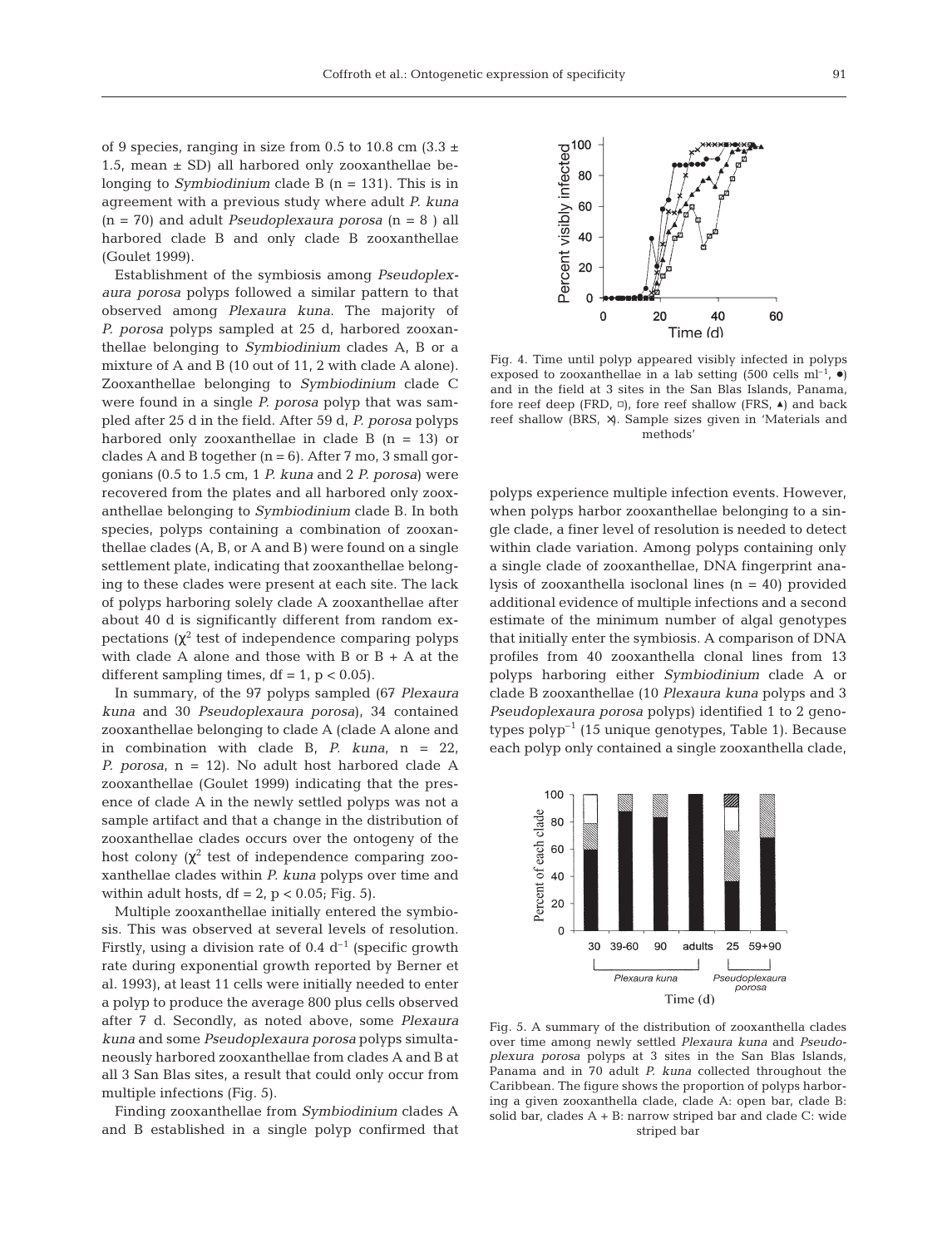of 9 species, ranging in size from 0.5 to 10.8 cm (3.3 ± 1.5, mean ± SD) all harbored only zooxanthellae belonging to *Symbiodinium* clade B (n = 131). This is in agreement with a previous study where adult *P. kuna* (n = 70) and adult *Pseudoplexaura porosa* (n = 8 ) all harbored clade B and only clade B zooxanthellae (Goulet 1999).

Establishment of the symbiosis among *Pseudoplexaura porosa* polyps followed a similar pattern to that observed among *Plexaura kuna*. The majority of *P. porosa* polyps sampled at 25 d, harbored zooxanthellae belonging to *Symbiodinium* clades A, B or a mixture of A and B (10 out of 11, 2 with clade A alone). Zooxanthellae belonging to *Symbiodinium* clade C were found in a single *P. porosa* polyp that was sampled after 25 d in the field. After 59 d, *P. porosa* polyps harbored only zooxanthellae in clade B (n = 13) or clades A and B together (n = 6). After 7 mo, 3 small gorgonians (0.5 to 1.5 cm, 1 *P. kuna* and 2 *P. porosa*) were recovered from the plates and all harbored only zooxanthellae belonging to *Symbiodinium* clade B. In both species, polyps containing a combination of zooxanthellae clades (A, B, or A and B) were found on a single settlement plate, indicating that zooxanthellae belonging to these clades were present at each site. The lack of polyps harboring solely clade A zooxanthellae after about 40 d is significantly different from random expectations ($\chi^2$ test of independence comparing polyps with clade A alone and those with B or B + A at the different sampling times, df = 1, $p < 0.05$).

In summary, of the 97 polyps sampled (67 *Plexaura kuna* and 30 *Pseudoplexaura porosa*), 34 contained zooxanthellae belonging to clade A (clade A alone and in combination with clade B, *P. kuna*, n = 22, *P. porosa*, n = 12). No adult host harbored clade A zooxanthellae (Goulet 1999) indicating that the presence of clade A in the newly settled polyps was not a sample artifact and that a change in the distribution of zooxanthellae clades occurs over the ontogeny of the host colony ($\chi^2$ test of independence comparing zooxanthellae clades within *P. kuna* polyps over time and within adult hosts, df = 2, $p < 0.05$; Fig. 5).

Multiple zooxanthellae initially entered the symbiosis. This was observed at several levels of resolution. Firstly, using a division rate of 0.4 $d^{-1}$ (specific growth rate during exponential growth reported by Berner et al. 1993), at least 11 cells were initially needed to enter a polyp to produce the average 800 plus cells observed after 7 d. Secondly, as noted above, some *Plexaura kuna* and some *Pseudoplexaura porosa* polyps simultaneously harbored zooxanthellae from clades A and B at all 3 San Blas sites, a result that could only occur from multiple infections (Fig. 5).

Finding zooxanthellae from *Symbiodinium* clades A and B established in a single polyp confirmed that polyps experience multiple infection events. However, when polyps harbor zooxanthellae belonging to a single clade, a finer level of resolution is needed to detect within clade variation. Among polyps containing only a single clade of zooxanthellae, DNA fingerprint analysis of zooxanthella isoclonal lines (n = 40) provided additional evidence of multiple infections and a second estimate of the minimum number of algal genotypes that initially enter the symbiosis. A comparison of DNA profiles from 40 zooxanthella clonal lines from 13 polyps harboring either *Symbiodinium* clade A or clade B zooxanthellae (10 *Plexaura kuna* polyps and 3 *Pseudoplexaura porosa* polyps) identified 1 to 2 genotypes $polyp^{-1}$ (15 unique genotypes, Table 1). Because each polyp only contained a single zooxanthella clade,

Fig. 4. Time until polyp appeared visibly infected in polyps exposed to zooxanthellae in a lab setting (500 cells $ml^{-1}$, ●) and in the field at 3 sites in the San Blas Islands, Panama, fore reef deep (FRD, ◻), fore reef shallow (FRS, ▲) and back reef shallow (BRS, ⨯). Sample sizes given in 'Materials and methods'

Fig. 5. A summary of the distribution of zooxanthella clades over time among newly settled *Plexaura kuna* and *Pseudoplexura porosa* polyps at 3 sites in the San Blas Islands, Panama and in 70 adult *P. kuna* collected throughout the Caribbean. The figure shows the proportion of polyps harboring a given zooxanthella clade, clade A: open bar, clade B: solid bar, clades A + B: narrow striped bar and clade C: wide striped bar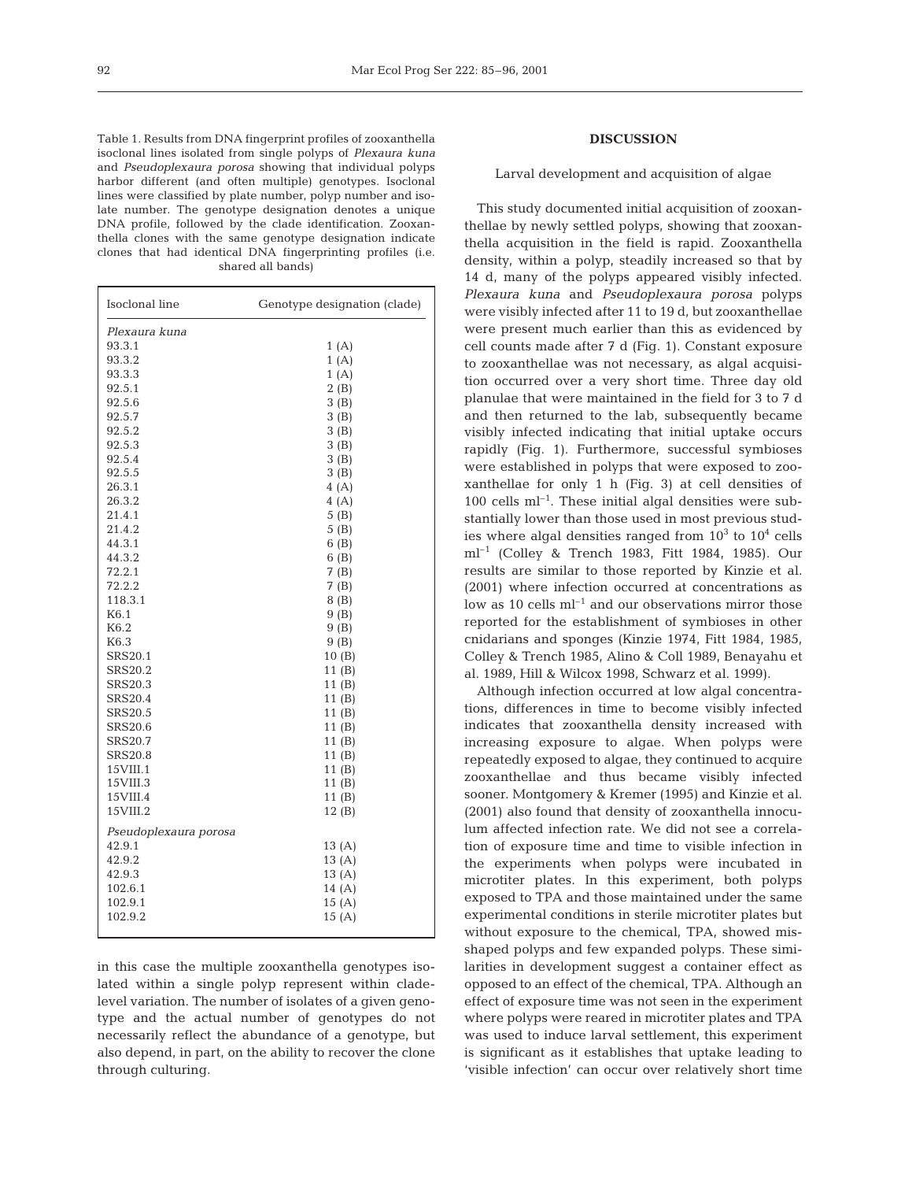Table 1. Results from DNA fingerprint profiles of zooxanthella isoclonal lines isolated from single polyps of *Plexaura kuna* and *Pseudoplexaura porosa* showing that individual polyps harbor different (and often multiple) genotypes. Isoclonal lines were classified by plate number, polyp number and isolate number. The genotype designation denotes a unique DNA profile, followed by the clade identification. Zooxanthella clones with the same genotype designation indicate clones that had identical DNA fingerprinting profiles (i.e. shared all bands)

| Isoclonal line | Genotype designation (clade) |
|---|---|
| *Plexaura kuna* | |
| 93.3.1 | 1 (A) |
| 93.3.2 | 1 (A) |
| 93.3.3 | 1 (A) |
| 92.5.1 | 2 (B) |
| 92.5.6 | 3 (B) |
| 92.5.7 | 3 (B) |
| 92.5.2 | 3 (B) |
| 92.5.3 | 3 (B) |
| 92.5.4 | 3 (B) |
| 92.5.5 | 3 (B) |
| 26.3.1 | 4 (A) |
| 26.3.2 | 4 (A) |
| 21.4.1 | 5 (B) |
| 21.4.2 | 5 (B) |
| 44.3.1 | 6 (B) |
| 44.3.2 | 6 (B) |
| 72.2.1 | 7 (B) |
| 72.2.2 | 7 (B) |
| 118.3.1 | 8 (B) |
| K6.1 | 9 (B) |
| K6.2 | 9 (B) |
| K6.3 | 9 (B) |
| SRS20.1 | 10 (B) |
| SRS20.2 | 11 (B) |
| SRS20.3 | 11 (B) |
| SRS20.4 | 11 (B) |
| SRS20.5 | 11 (B) |
| SRS20.6 | 11 (B) |
| SRS20.7 | 11 (B) |
| SRS20.8 | 11 (B) |
| 15VIII.1 | 11 (B) |
| 15VIII.3 | 11 (B) |
| 15VIII.4 | 11 (B) |
| 15VIII.2 | 12 (B) |
| *Pseudoplexaura porosa* | |
| 42.9.1 | 13 (A) |
| 42.9.2 | 13 (A) |
| 42.9.3 | 13 (A) |
| 102.6.1 | 14 (A) |
| 102.9.1 | 15 (A) |
| 102.9.2 | 15 (A) |

in this case the multiple zooxanthella genotypes isolated within a single polyp represent within clade-level variation. The number of isolates of a given genotype and the actual number of genotypes do not necessarily reflect the abundance of a genotype, but also depend, in part, on the ability to recover the clone through culturing.

## DISCUSSION

### Larval development and acquisition of algae

This study documented initial acquisition of zooxanthellae by newly settled polyps, showing that zooxanthella acquisition in the field is rapid. Zooxanthella density, within a polyp, steadily increased so that by 14 d, many of the polyps appeared visibly infected. *Plexaura kuna* and *Pseudoplexaura porosa* polyps were visibly infected after 11 to 19 d, but zooxanthellae were present much earlier than this as evidenced by cell counts made after 7 d (Fig. 1). Constant exposure to zooxanthellae was not necessary, as algal acquisition occurred over a very short time. Three day old planulae that were maintained in the field for 3 to 7 d and then returned to the lab, subsequently became visibly infected indicating that initial uptake occurs rapidly (Fig. 1). Furthermore, successful symbioses were established in polyps that were exposed to zooxanthellae for only 1 h (Fig. 3) at cell densities of 100 cells $ml^{-1}$. These initial algal densities were substantially lower than those used in most previous studies where algal densities ranged from $10^3$ to $10^4$ cells $ml^{-1}$ (Colley & Trench 1983, Fitt 1984, 1985). Our results are similar to those reported by Kinzie et al. (2001) where infection occurred at concentrations as low as 10 cells $ml^{-1}$ and our observations mirror those reported for the establishment of symbioses in other cnidarians and sponges (Kinzie 1974, Fitt 1984, 1985, Colley & Trench 1985, Alino & Coll 1989, Benayahu et al. 1989, Hill & Wilcox 1998, Schwarz et al. 1999).

Although infection occurred at low algal concentrations, differences in time to become visibly infected indicates that zooxanthella density increased with increasing exposure to algae. When polyps were repeatedly exposed to algae, they continued to acquire zooxanthellae and thus became visibly infected sooner. Montgomery & Kremer (1995) and Kinzie et al. (2001) also found that density of zooxanthella innoculum affected infection rate. We did not see a correlation of exposure time and time to visible infection in the experiments when polyps were incubated in microtiter plates. In this experiment, both polyps exposed to TPA and those maintained under the same experimental conditions in sterile microtiter plates but without exposure to the chemical, TPA, showed misshaped polyps and few expanded polyps. These similarities in development suggest a container effect as opposed to an effect of the chemical, TPA. Although an effect of exposure time was not seen in the experiment where polyps were reared in microtiter plates and TPA was used to induce larval settlement, this experiment is significant as it establishes that uptake leading to 'visible infection' can occur over relatively short time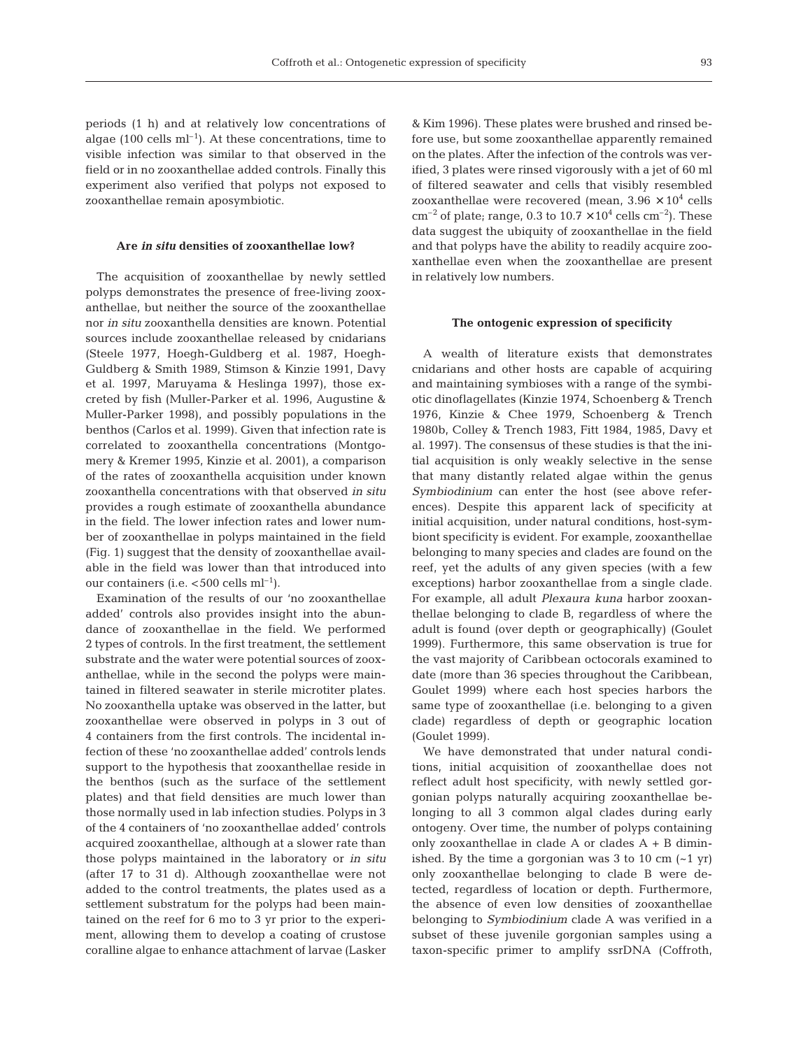periods (1 h) and at relatively low concentrations of algae (100 cells $ml^{-1}$). At these concentrations, time to visible infection was similar to that observed in the field or in no zooxanthellae added controls. Finally this experiment also verified that polyps not exposed to zooxanthellae remain aposymbiotic.

### Are *in situ* densities of zooxanthellae low?

The acquisition of zooxanthellae by newly settled polyps demonstrates the presence of free-living zooxanthellae, but neither the source of the zooxanthellae nor *in situ* zooxanthella densities are known. Potential sources include zooxanthellae released by cnidarians (Steele 1977, Hoegh-Guldberg et al. 1987, Hoegh-Guldberg & Smith 1989, Stimson & Kinzie 1991, Davy et al. 1997, Maruyama & Heslinga 1997), those excreted by fish (Muller-Parker et al. 1996, Augustine & Muller-Parker 1998), and possibly populations in the benthos (Carlos et al. 1999). Given that infection rate is correlated to zooxanthella concentrations (Montgomery & Kremer 1995, Kinzie et al. 2001), a comparison of the rates of zooxanthella acquisition under known zooxanthella concentrations with that observed *in situ* provides a rough estimate of zooxanthella abundance in the field. The lower infection rates and lower number of zooxanthellae in polyps maintained in the field (Fig. 1) suggest that the density of zooxanthellae available in the field was lower than that introduced into our containers (i.e. <500 cells $ml^{-1}$).

Examination of the results of our 'no zooxanthellae added' controls also provides insight into the abundance of zooxanthellae in the field. We performed 2 types of controls. In the first treatment, the settlement substrate and the water were potential sources of zooxanthellae, while in the second the polyps were maintained in filtered seawater in sterile microtiter plates. No zooxanthella uptake was observed in the latter, but zooxanthellae were observed in polyps in 3 out of 4 containers from the first controls. The incidental infection of these 'no zooxanthellae added' controls lends support to the hypothesis that zooxanthellae reside in the benthos (such as the surface of the settlement plates) and that field densities are much lower than those normally used in lab infection studies. Polyps in 3 of the 4 containers of 'no zooxanthellae added' controls acquired zooxanthellae, although at a slower rate than those polyps maintained in the laboratory or *in situ* (after 17 to 31 d). Although zooxanthellae were not added to the control treatments, the plates used as a settlement substratum for the polyps had been maintained on the reef for 6 mo to 3 yr prior to the experiment, allowing them to develop a coating of crustose coralline algae to enhance attachment of larvae (Lasker & Kim 1996). These plates were brushed and rinsed before use, but some zooxanthellae apparently remained on the plates. After the infection of the controls was verified, 3 plates were rinsed vigorously with a jet of 60 ml of filtered seawater and cells that visibly resembled zooxanthellae were recovered (mean, $3.96 \times 10^4$ cells $cm^{-2}$ of plate; range, 0.3 to $10.7 \times 10^4$ cells $cm^{-2}$). These data suggest the ubiquity of zooxanthellae in the field and that polyps have the ability to readily acquire zooxanthellae even when the zooxanthellae are present in relatively low numbers.

### The ontogenic expression of specificity

A wealth of literature exists that demonstrates cnidarians and other hosts are capable of acquiring and maintaining symbioses with a range of the symbiotic dinoflagellates (Kinzie 1974, Schoenberg & Trench 1976, Kinzie & Chee 1979, Schoenberg & Trench 1980b, Colley & Trench 1983, Fitt 1984, 1985, Davy et al. 1997). The consensus of these studies is that the initial acquisition is only weakly selective in the sense that many distantly related algae within the genus *Symbiodinium* can enter the host (see above references). Despite this apparent lack of specificity at initial acquisition, under natural conditions, host-symbiont specificity is evident. For example, zooxanthellae belonging to many species and clades are found on the reef, yet the adults of any given species (with a few exceptions) harbor zooxanthellae from a single clade. For example, all adult *Plexaura kuna* harbor zooxanthellae belonging to clade B, regardless of where the adult is found (over depth or geographically) (Goulet 1999). Furthermore, this same observation is true for the vast majority of Caribbean octocorals examined to date (more than 36 species throughout the Caribbean, Goulet 1999) where each host species harbors the same type of zooxanthellae (i.e. belonging to a given clade) regardless of depth or geographic location (Goulet 1999).

We have demonstrated that under natural conditions, initial acquisition of zooxanthellae does not reflect adult host specificity, with newly settled gorgonian polyps naturally acquiring zooxanthellae belonging to all 3 common algal clades during early ontogeny. Over time, the number of polyps containing only zooxanthellae in clade A or clades A + B diminished. By the time a gorgonian was 3 to 10 cm (~1 yr) only zooxanthellae belonging to clade B were detected, regardless of location or depth. Furthermore, the absence of even low densities of zooxanthellae belonging to *Symbiodinium* clade A was verified in a subset of these juvenile gorgonian samples using a taxon-specific primer to amplify ssrDNA (Coffroth,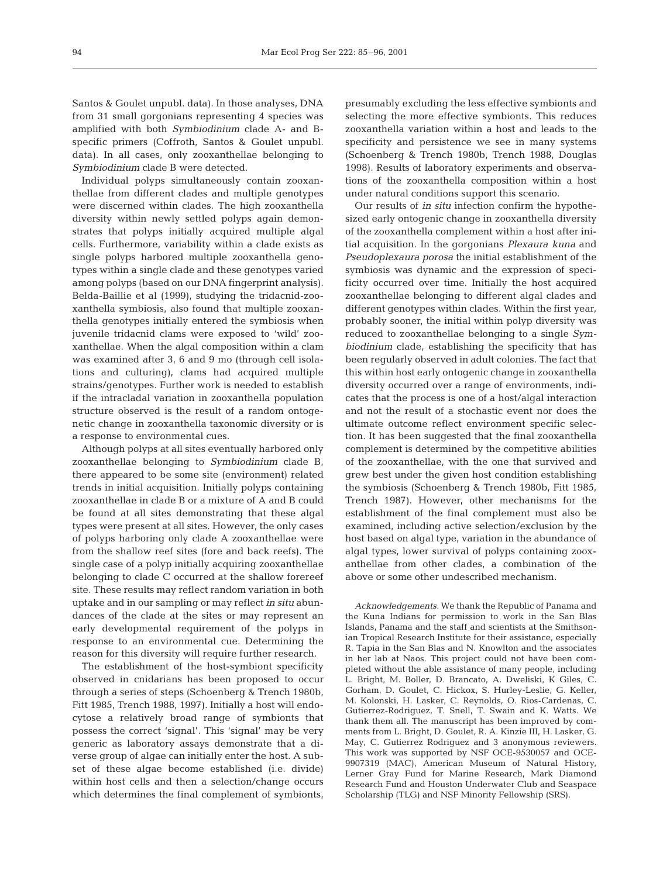Santos & Goulet unpubl. data). In those analyses, DNA from 31 small gorgonians representing 4 species was amplified with both *Symbiodinium* clade A- and B-specific primers (Coffroth, Santos & Goulet unpubl. data). In all cases, only zooxanthellae belonging to *Symbiodinium* clade B were detected.

Individual polyps simultaneously contain zooxanthellae from different clades and multiple genotypes were discerned within clades. The high zooxanthella diversity within newly settled polyps again demonstrates that polyps initially acquired multiple algal cells. Furthermore, variability within a clade exists as single polyps harbored multiple zooxanthella genotypes within a single clade and these genotypes varied among polyps (based on our DNA fingerprint analysis). Belda-Baillie et al (1999), studying the tridacnid-zooxanthella symbiosis, also found that multiple zooxanthella genotypes initially entered the symbiosis when juvenile tridacnid clams were exposed to 'wild' zooxanthellae. When the algal composition within a clam was examined after 3, 6 and 9 mo (through cell isolations and culturing), clams had acquired multiple strains/genotypes. Further work is needed to establish if the intracladal variation in zooxanthella population structure observed is the result of a random ontogenetic change in zooxanthella taxonomic diversity or is a response to environmental cues.

Although polyps at all sites eventually harbored only zooxanthellae belonging to *Symbiodinium* clade B, there appeared to be some site (environment) related trends in initial acquisition. Initially polyps containing zooxanthellae in clade B or a mixture of A and B could be found at all sites demonstrating that these algal types were present at all sites. However, the only cases of polyps harboring only clade A zooxanthellae were from the shallow reef sites (fore and back reefs). The single case of a polyp initially acquiring zooxanthellae belonging to clade C occurred at the shallow forereef site. These results may reflect random variation in both uptake and in our sampling or may reflect *in situ* abundances of the clade at the sites or may represent an early developmental requirement of the polyps in response to an environmental cue. Determining the reason for this diversity will require further research.

The establishment of the host-symbiont specificity observed in cnidarians has been proposed to occur through a series of steps (Schoenberg & Trench 1980b, Fitt 1985, Trench 1988, 1997). Initially a host will endocytose a relatively broad range of symbionts that possess the correct 'signal'. This 'signal' may be very generic as laboratory assays demonstrate that a diverse group of algae can initially enter the host. A subset of these algae become established (i.e. divide) within host cells and then a selection/change occurs which determines the final complement of symbionts, presumably excluding the less effective symbionts and selecting the more effective symbionts. This reduces zooxanthella variation within a host and leads to the specificity and persistence we see in many systems (Schoenberg & Trench 1980b, Trench 1988, Douglas 1998). Results of laboratory experiments and observations of the zooxanthella composition within a host under natural conditions support this scenario.

Our results of *in situ* infection confirm the hypothesized early ontogenic change in zooxanthella diversity of the zooxanthella complement within a host after initial acquisition. In the gorgonians *Plexaura kuna* and *Pseudoplexaura porosa* the initial establishment of the symbiosis was dynamic and the expression of specificity occurred over time. Initially the host acquired zooxanthellae belonging to different algal clades and different genotypes within clades. Within the first year, probably sooner, the initial within polyp diversity was reduced to zooxanthellae belonging to a single *Symbiodinium* clade, establishing the specificity that has been regularly observed in adult colonies. The fact that this within host early ontogenic change in zooxanthella diversity occurred over a range of environments, indicates that the process is one of a host/algal interaction and not the result of a stochastic event nor does the ultimate outcome reflect environment specific selection. It has been suggested that the final zooxanthella complement is determined by the competitive abilities of the zooxanthellae, with the one that survived and grew best under the given host condition establishing the symbiosis (Schoenberg & Trench 1980b, Fitt 1985, Trench 1987). However, other mechanisms for the establishment of the final complement must also be examined, including active selection/exclusion by the host based on algal type, variation in the abundance of algal types, lower survival of polyps containing zooxanthellae from other clades, a combination of the above or some other undescribed mechanism.

*Acknowledgements.* We thank the Republic of Panama and the Kuna Indians for permission to work in the San Blas Islands, Panama and the staff and scientists at the Smithsonian Tropical Research Institute for their assistance, especially R. Tapia in the San Blas and N. Knowlton and the associates in her lab at Naos. This project could not have been completed without the able assistance of many people, including L. Bright, M. Boller, D. Brancato, A. Dweliski, K Giles, C. Gorham, D. Goulet, C. Hickox, S. Hurley-Leslie, G. Keller, M. Kolonski, H. Lasker, C. Reynolds, O. Rios-Cardenas, C. Gutierrez-Rodriguez, T. Snell, T. Swain and K. Watts. We thank them all. The manuscript has been improved by comments from L. Bright, D. Goulet, R. A. Kinzie III, H. Lasker, G. May, C. Gutierrez Rodriguez and 3 anonymous reviewers. This work was supported by NSF OCE-9530057 and OCE-9907319 (MAC), American Museum of Natural History, Lerner Gray Fund for Marine Research, Mark Diamond Research Fund and Houston Underwater Club and Seaspace Scholarship (TLG) and NSF Minority Fellowship (SRS).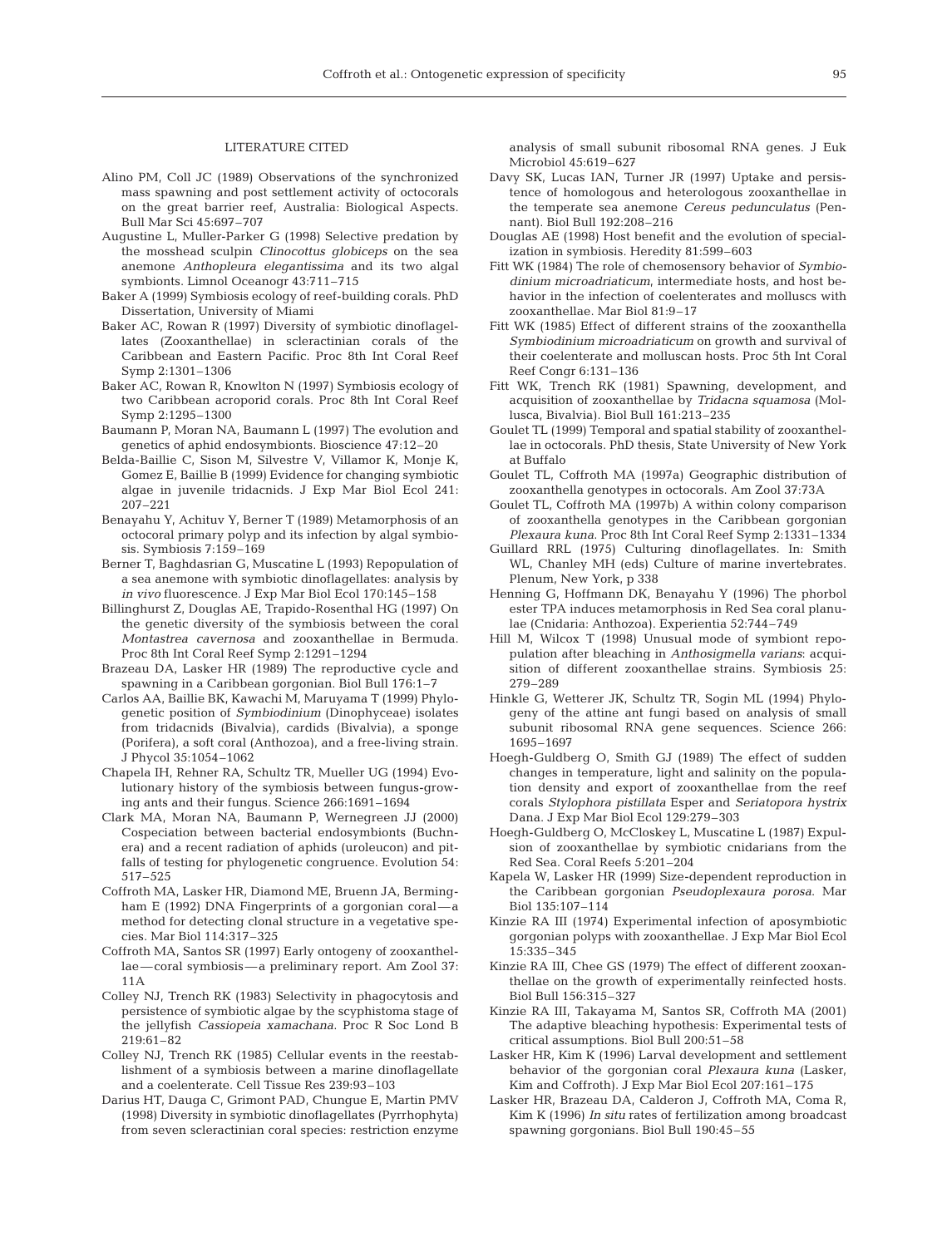## LITERATURE CITED

Alino PM, Coll JC (1989) Observations of the synchronized mass spawning and post settlement activity of octocorals on the great barrier reef, Australia: Biological Aspects. Bull Mar Sci 45:697–707

Augustine L, Muller-Parker G (1998) Selective predation by the mosshead sculpin *Clinocottus globiceps* on the sea anemone *Anthopleura elegantissima* and its two algal symbionts. Limnol Oceanogr 43:711–715

Baker A (1999) Symbiosis ecology of reef-building corals. PhD Dissertation, University of Miami

Baker AC, Rowan R (1997) Diversity of symbiotic dinoflagellates (Zooxanthellae) in scleractinian corals of the Caribbean and Eastern Pacific. Proc 8th Int Coral Reef Symp 2:1301–1306

Baker AC, Rowan R, Knowlton N (1997) Symbiosis ecology of two Caribbean acroporid corals. Proc 8th Int Coral Reef Symp 2:1295–1300

Baumann P, Moran NA, Baumann L (1997) The evolution and genetics of aphid endosymbionts. Bioscience 47:12–20

Belda-Baillie C, Sison M, Silvestre V, Villamor K, Monje K, Gomez E, Baillie B (1999) Evidence for changing symbiotic algae in juvenile tridacnids. J Exp Mar Biol Ecol 241: 207–221

Benayahu Y, Achituv Y, Berner T (1989) Metamorphosis of an octocoral primary polyp and its infection by algal symbiosis. Symbiosis 7:159–169

Berner T, Baghdasrian G, Muscatine L (1993) Repopulation of a sea anemone with symbiotic dinoflagellates: analysis by *in vivo* fluorescence. J Exp Mar Biol Ecol 170:145–158

Billinghurst Z, Douglas AE, Trapido-Rosenthal HG (1997) On the genetic diversity of the symbiosis between the coral *Montastrea cavernosa* and zooxanthellae in Bermuda. Proc 8th Int Coral Reef Symp 2:1291–1294

Brazeau DA, Lasker HR (1989) The reproductive cycle and spawning in a Caribbean gorgonian. Biol Bull 176:1–7

Carlos AA, Baillie BK, Kawachi M, Maruyama T (1999) Phylogenetic position of *Symbiodinium* (Dinophyceae) isolates from tridacnids (Bivalvia), cardids (Bivalvia), a sponge (Porifera), a soft coral (Anthozoa), and a free-living strain. J Phycol 35:1054–1062

Chapela IH, Rehner RA, Schultz TR, Mueller UG (1994) Evolutionary history of the symbiosis between fungus-growing ants and their fungus. Science 266:1691–1694

Clark MA, Moran NA, Baumann P, Wernegreen JJ (2000) Cospeciation between bacterial endosymbionts (Buchnera) and a recent radiation of aphids (uroleucon) and pitfalls of testing for phylogenetic congruence. Evolution 54: 517–525

Coffroth MA, Lasker HR, Diamond ME, Bruenn JA, Bermingham E (1992) DNA Fingerprints of a gorgonian coral—a method for detecting clonal structure in a vegetative species. Mar Biol 114:317–325

Coffroth MA, Santos SR (1997) Early ontogeny of zooxanthellae—coral symbiosis—a preliminary report. Am Zool 37: 11A

Colley NJ, Trench RK (1983) Selectivity in phagocytosis and persistence of symbiotic algae by the scyphistoma stage of the jellyfish *Cassiopeia xamachana*. Proc R Soc Lond B 219:61–82

Colley NJ, Trench RK (1985) Cellular events in the reestablishment of a symbiosis between a marine dinoflagellate and a coelenterate. Cell Tissue Res 239:93–103

Darius HT, Dauga C, Grimont PAD, Chungue E, Martin PMV (1998) Diversity in symbiotic dinoflagellates (Pyrrhophyta) from seven scleractinian coral species: restriction enzyme analysis of small subunit ribosomal RNA genes. J Euk Microbiol 45:619–627

Davy SK, Lucas IAN, Turner JR (1997) Uptake and persistence of homologous and heterologous zooxanthellae in the temperate sea anemone *Cereus pedunculatus* (Pennant). Biol Bull 192:208–216

Douglas AE (1998) Host benefit and the evolution of specialization in symbiosis. Heredity 81:599–603

Fitt WK (1984) The role of chemosensory behavior of *Symbiodinium microadriaticum*, intermediate hosts, and host behavior in the infection of coelenterates and molluscs with zooxanthellae. Mar Biol 81:9–17

Fitt WK (1985) Effect of different strains of the zooxanthella *Symbiodinium microadriaticum* on growth and survival of their coelenterate and molluscan hosts. Proc 5th Int Coral Reef Congr 6:131–136

Fitt WK, Trench RK (1981) Spawning, development, and acquisition of zooxanthellae by *Tridacna squamosa* (Mollusca, Bivalvia). Biol Bull 161:213–235

Goulet TL (1999) Temporal and spatial stability of zooxanthellae in octocorals. PhD thesis, State University of New York at Buffalo

Goulet TL, Coffroth MA (1997a) Geographic distribution of zooxanthella genotypes in octocorals. Am Zool 37:73A

Goulet TL, Coffroth MA (1997b) A within colony comparison of zooxanthella genotypes in the Caribbean gorgonian *Plexaura kuna*. Proc 8th Int Coral Reef Symp 2:1331–1334

Guillard RRL (1975) Culturing dinoflagellates. In: Smith WL, Chanley MH (eds) Culture of marine invertebrates. Plenum, New York, p 338

Henning G, Hoffmann DK, Benayahu Y (1996) The phorbol ester TPA induces metamorphosis in Red Sea coral planulae (Cnidaria: Anthozoa). Experientia 52:744–749

Hill M, Wilcox T (1998) Unusual mode of symbiont repopulation after bleaching in *Anthosigmella varians*: acquisition of different zooxanthellae strains. Symbiosis 25: 279–289

Hinkle G, Wetterer JK, Schultz TR, Sogin ML (1994) Phylogeny of the attine ant fungi based on analysis of small subunit ribosomal RNA gene sequences. Science 266: 1695–1697

Hoegh-Guldberg O, Smith GJ (1989) The effect of sudden changes in temperature, light and salinity on the population density and export of zooxanthellae from the reef corals *Stylophora pistillata* Esper and *Seriatopora hystrix* Dana. J Exp Mar Biol Ecol 129:279–303

Hoegh-Guldberg O, McCloskey L, Muscatine L (1987) Expulsion of zooxanthellae by symbiotic cnidarians from the Red Sea. Coral Reefs 5:201–204

Kapela W, Lasker HR (1999) Size-dependent reproduction in the Caribbean gorgonian *Pseudoplexaura porosa*. Mar Biol 135:107–114

Kinzie RA III (1974) Experimental infection of aposymbiotic gorgonian polyps with zooxanthellae. J Exp Mar Biol Ecol 15:335–345

Kinzie RA III, Chee GS (1979) The effect of different zooxanthellae on the growth of experimentally reinfected hosts. Biol Bull 156:315–327

Kinzie RA III, Takayama M, Santos SR, Coffroth MA (2001) The adaptive bleaching hypothesis: Experimental tests of critical assumptions. Biol Bull 200:51–58

Lasker HR, Kim K (1996) Larval development and settlement behavior of the gorgonian coral *Plexaura kuna* (Lasker, Kim and Coffroth). J Exp Mar Biol Ecol 207:161–175

Lasker HR, Brazeau DA, Calderon J, Coffroth MA, Coma R, Kim K (1996) *In situ* rates of fertilization among broadcast spawning gorgonians. Biol Bull 190:45–55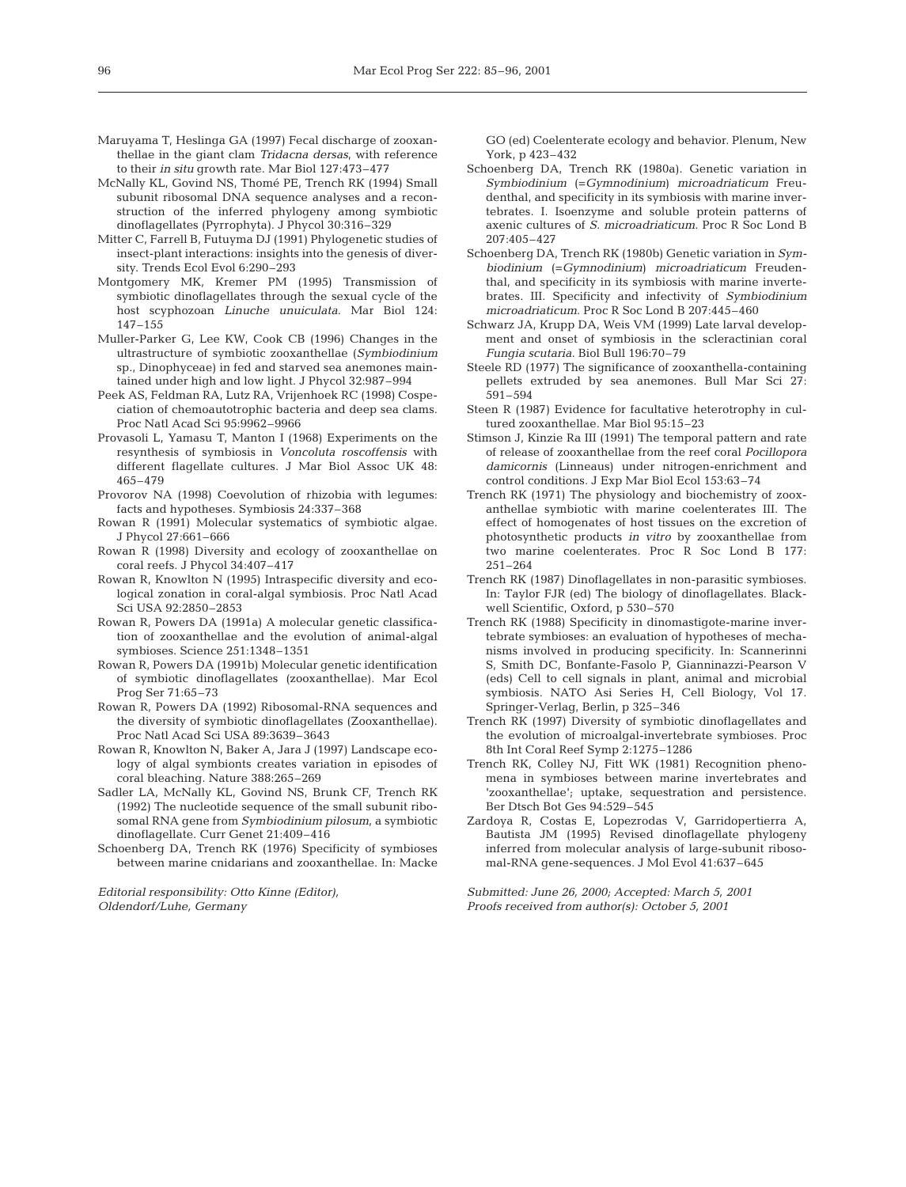Maruyama T, Heslinga GA (1997) Fecal discharge of zooxanthellae in the giant clam *Tridacna dersas*, with reference to their *in situ* growth rate. Mar Biol 127:473–477

McNally KL, Govind NS, Thomé PE, Trench RK (1994) Small subunit ribosomal DNA sequence analyses and a reconstruction of the inferred phylogeny among symbiotic dinoflagellates (Pyrrophyta). J Phycol 30:316–329

Mitter C, Farrell B, Futuyma DJ (1991) Phylogenetic studies of insect-plant interactions: insights into the genesis of diversity. Trends Ecol Evol 6:290–293

Montgomery MK, Kremer PM (1995) Transmission of symbiotic dinoflagellates through the sexual cycle of the host scyphozoan *Linuche unuiculata*. Mar Biol 124: 147–155

Muller-Parker G, Lee KW, Cook CB (1996) Changes in the ultrastructure of symbiotic zooxanthellae (*Symbiodinium* sp., Dinophyceae) in fed and starved sea anemones maintained under high and low light. J Phycol 32:987–994

Peek AS, Feldman RA, Lutz RA, Vrijenhoek RC (1998) Cospeciation of chemoautotrophic bacteria and deep sea clams. Proc Natl Acad Sci 95:9962–9966

Provasoli L, Yamasu T, Manton I (1968) Experiments on the resynthesis of symbiosis in *Voncoluta roscoffensis* with different flagellate cultures. J Mar Biol Assoc UK 48: 465–479

Provorov NA (1998) Coevolution of rhizobia with legumes: facts and hypotheses. Symbiosis 24:337–368

Rowan R (1991) Molecular systematics of symbiotic algae. J Phycol 27:661–666

Rowan R (1998) Diversity and ecology of zooxanthellae on coral reefs. J Phycol 34:407–417

Rowan R, Knowlton N (1995) Intraspecific diversity and ecological zonation in coral-algal symbiosis. Proc Natl Acad Sci USA 92:2850–2853

Rowan R, Powers DA (1991a) A molecular genetic classification of zooxanthellae and the evolution of animal-algal symbioses. Science 251:1348–1351

Rowan R, Powers DA (1991b) Molecular genetic identification of symbiotic dinoflagellates (zooxanthellae). Mar Ecol Prog Ser 71:65–73

Rowan R, Powers DA (1992) Ribosomal-RNA sequences and the diversity of symbiotic dinoflagellates (Zooxanthellae). Proc Natl Acad Sci USA 89:3639–3643

Rowan R, Knowlton N, Baker A, Jara J (1997) Landscape ecology of algal symbionts creates variation in episodes of coral bleaching. Nature 388:265–269

Sadler LA, McNally KL, Govind NS, Brunk CF, Trench RK (1992) The nucleotide sequence of the small subunit ribosomal RNA gene from *Symbiodinium pilosum*, a symbiotic dinoflagellate. Curr Genet 21:409–416

Schoenberg DA, Trench RK (1976) Specificity of symbioses between marine cnidarians and zooxanthellae. In: Macke GO (ed) Coelenterate ecology and behavior. Plenum, New York, p 423–432

Schoenberg DA, Trench RK (1980a). Genetic variation in *Symbiodinium* (=*Gymnodinium*) *microadriaticum* Freudenthal, and specificity in its symbiosis with marine invertebrates. I. Isoenzyme and soluble protein patterns of axenic cultures of *S. microadriaticum*. Proc R Soc Lond B 207:405–427

Schoenberg DA, Trench RK (1980b) Genetic variation in *Symbiodinium* (=*Gymnodinium*) *microadriaticum* Freudenthal, and specificity in its symbiosis with marine invertebrates. III. Specificity and infectivity of *Symbiodinium microadriaticum*. Proc R Soc Lond B 207:445–460

Schwarz JA, Krupp DA, Weis VM (1999) Late larval development and onset of symbiosis in the scleractinian coral *Fungia scutaria*. Biol Bull 196:70–79

Steele RD (1977) The significance of zooxanthella-containing pellets extruded by sea anemones. Bull Mar Sci 27: 591–594

Steen R (1987) Evidence for facultative heterotrophy in cultured zooxanthellae. Mar Biol 95:15–23

Stimson J, Kinzie Ra III (1991) The temporal pattern and rate of release of zooxanthellae from the reef coral *Pocillopora damicornis* (Linneaus) under nitrogen-enrichment and control conditions. J Exp Mar Biol Ecol 153:63–74

Trench RK (1971) The physiology and biochemistry of zooxanthellae symbiotic with marine coelenterates III. The effect of homogenates of host tissues on the excretion of photosynthetic products *in vitro* by zooxanthellae from two marine coelenterates. Proc R Soc Lond B 177: 251–264

Trench RK (1987) Dinoflagellates in non-parasitic symbioses. In: Taylor FJR (ed) The biology of dinoflagellates. Blackwell Scientific, Oxford, p 530–570

Trench RK (1988) Specificity in dinomastigote-marine invertebrate symbioses: an evaluation of hypotheses of mechanisms involved in producing specificity. In: Scannerinni S, Smith DC, Bonfante-Fasolo P, Gianninazzi-Pearson V (eds) Cell to cell signals in plant, animal and microbial symbiosis. NATO Asi Series H, Cell Biology, Vol 17. Springer-Verlag, Berlin, p 325–346

Trench RK (1997) Diversity of symbiotic dinoflagellates and the evolution of microalgal-invertebrate symbioses. Proc 8th Int Coral Reef Symp 2:1275–1286

Trench RK, Colley NJ, Fitt WK (1981) Recognition phenomena in symbioses between marine invertebrates and 'zooxanthellae'; uptake, sequestration and persistence. Ber Dtsch Bot Ges 94:529–545

Zardoya R, Costas E, Lopezrodas V, Garridopertierra A, Bautista JM (1995) Revised dinoflagellate phylogeny inferred from molecular analysis of large-subunit ribosomal-RNA gene-sequences. J Mol Evol 41:637–645

*Editorial responsibility: Otto Kinne (Editor), Oldendorf/Luhe, Germany*

*Submitted: June 26, 2000; Accepted: March 5, 2001*
*Proofs received from author(s): October 5, 2001*